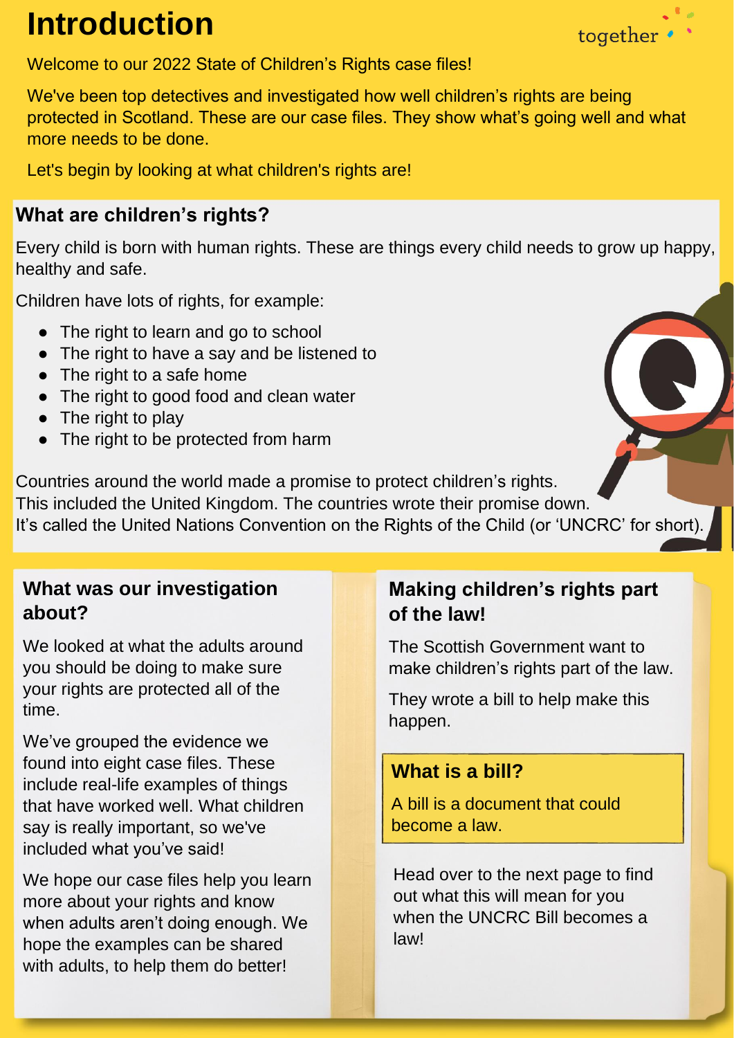# Introduction

together

Welcome to our 2022 State of Children's Rights case files!

We've been top detectives and investigated how well children's rights are being protected in Scotland. These are our case files. They show what's going well and what more needs to be done.

Let's begin by looking at what children's rights are!

## What are children's rights?

Every child is born with human rights. These are things every child needs to grow up happy, healthy and safe.

Children have lots of rights, for example:

- The right to learn and go to school
- The right to have a say and be listened to
- The right to a safe home
- The right to good food and clean water
- The right to play
- The right to be protected from harm

Countries around the world made a promise to protect children's rights. This included the United Kingdom. The countries wrote their promise down. It's called the United Nations Convention on the Rights of the Child (or 'UNCRC' for short).

## What was our investigation about?

We looked at what the adults around you should be doing to make sure your rights are protected all of the time.

We've grouped the evidence we found into eight case files. These include real-life examples of things that have worked well. What children say is really important, so we've included what you've said!

We hope our case files help you learn more about your rights and know when adults aren't doing enough. We hope the examples can be shared with adults, to help them do better!

## Making children's rights part of the law!

The Scottish Government want to make children's rights part of the law.

They wrote a bill to help make this happen.

### What is a bill?

A bill is a document that could become a law.

Head over to the next page to find out what this will mean for you when the UNCRC Bill becomes a law!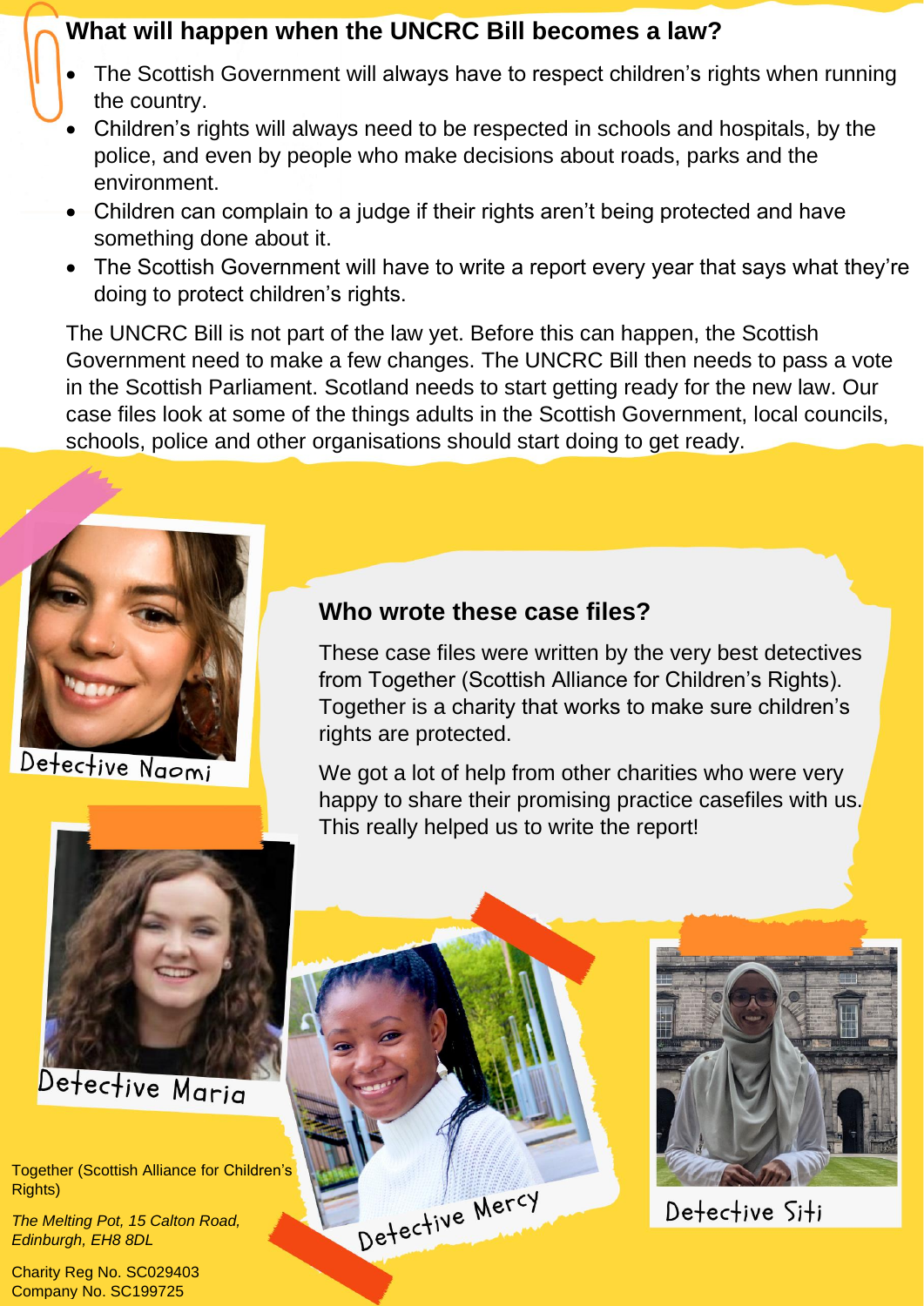## What will happen when the UNCRC Bill becomes a law?

- The Scottish Government will always have to respect children's rights when running the country.
- Children's rights will always need to be respected in schools and hospitals, by the police, and even by people who make decisions about roads, parks and the environment.
- Children can complain to a judge if their rights aren't being protected and have something done about it.
- The Scottish Government will have to write a report every year that says what they're doing to protect children's rights.

The UNCRC Bill is not part of the law yet. Before this can happen, the Scottish Government need to make a few changes. The UNCRC Bill then needs to pass a vote in the Scottish Parliament. Scotland needs to start getting ready for the new law. Our case files look at some of the things adults in the Scottish Government, local councils, schools, police and other organisations should start doing to get ready.

Detective Naomi

### Who wrote these case files?

These case files were written by the very best detectives from Together (Scottish Alliance for Children's Rights). Together is a charity that works to make sure children's rights are protected.

We got a lot of help from other charities who were very happy to share their promising practice casefiles with us. This really helped us to write the report!

Detective Maria

Detective Mercy

Detective Siti

Together (Scottish Alliance for Children's Rights)

*The Melting Pot, 15 Calton Road, Edinburgh, EH8 8DL*

Charity Reg No. SC029403
Company No. SC199725